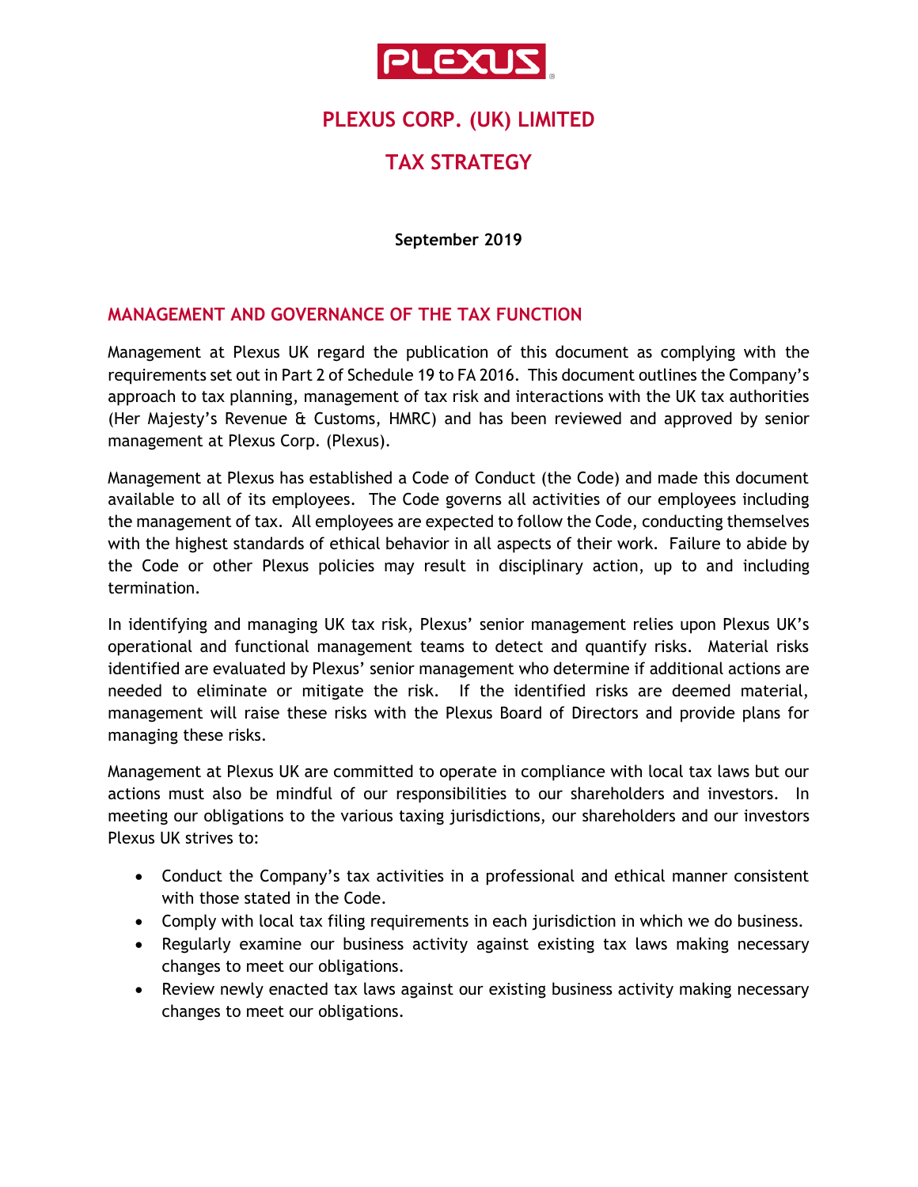# PLEXUS CORP. (UK) LIMITED

# TAX STRATEGY

**September 2019**

## MANAGEMENT AND GOVERNANCE OF THE TAX FUNCTION

Management at Plexus UK regard the publication of this document as complying with the requirements set out in Part 2 of Schedule 19 to FA 2016. This document outlines the Company's approach to tax planning, management of tax risk and interactions with the UK tax authorities (Her Majesty's Revenue & Customs, HMRC) and has been reviewed and approved by senior management at Plexus Corp. (Plexus).

Management at Plexus has established a Code of Conduct (the Code) and made this document available to all of its employees. The Code governs all activities of our employees including the management of tax. All employees are expected to follow the Code, conducting themselves with the highest standards of ethical behavior in all aspects of their work. Failure to abide by the Code or other Plexus policies may result in disciplinary action, up to and including termination.

In identifying and managing UK tax risk, Plexus' senior management relies upon Plexus UK's operational and functional management teams to detect and quantify risks. Material risks identified are evaluated by Plexus' senior management who determine if additional actions are needed to eliminate or mitigate the risk. If the identified risks are deemed material, management will raise these risks with the Plexus Board of Directors and provide plans for managing these risks.

Management at Plexus UK are committed to operate in compliance with local tax laws but our actions must also be mindful of our responsibilities to our shareholders and investors. In meeting our obligations to the various taxing jurisdictions, our shareholders and our investors Plexus UK strives to:

- Conduct the Company's tax activities in a professional and ethical manner consistent with those stated in the Code.
- Comply with local tax filing requirements in each jurisdiction in which we do business.
- Regularly examine our business activity against existing tax laws making necessary changes to meet our obligations.
- Review newly enacted tax laws against our existing business activity making necessary changes to meet our obligations.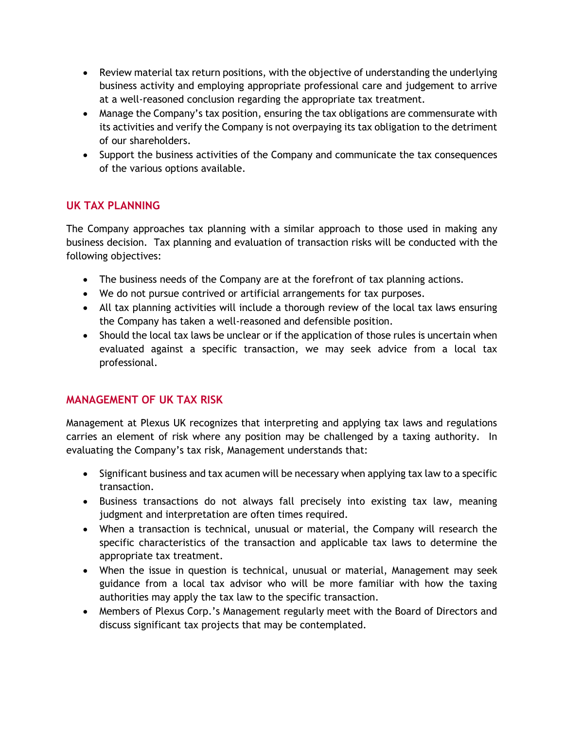- Review material tax return positions, with the objective of understanding the underlying business activity and employing appropriate professional care and judgement to arrive at a well-reasoned conclusion regarding the appropriate tax treatment.
- Manage the Company's tax position, ensuring the tax obligations are commensurate with its activities and verify the Company is not overpaying its tax obligation to the detriment of our shareholders.
- Support the business activities of the Company and communicate the tax consequences of the various options available.

## UK TAX PLANNING

The Company approaches tax planning with a similar approach to those used in making any business decision. Tax planning and evaluation of transaction risks will be conducted with the following objectives:

- The business needs of the Company are at the forefront of tax planning actions.
- We do not pursue contrived or artificial arrangements for tax purposes.
- All tax planning activities will include a thorough review of the local tax laws ensuring the Company has taken a well-reasoned and defensible position.
- Should the local tax laws be unclear or if the application of those rules is uncertain when evaluated against a specific transaction, we may seek advice from a local tax professional.

## MANAGEMENT OF UK TAX RISK

Management at Plexus UK recognizes that interpreting and applying tax laws and regulations carries an element of risk where any position may be challenged by a taxing authority. In evaluating the Company's tax risk, Management understands that:

- Significant business and tax acumen will be necessary when applying tax law to a specific transaction.
- Business transactions do not always fall precisely into existing tax law, meaning judgment and interpretation are often times required.
- When a transaction is technical, unusual or material, the Company will research the specific characteristics of the transaction and applicable tax laws to determine the appropriate tax treatment.
- When the issue in question is technical, unusual or material, Management may seek guidance from a local tax advisor who will be more familiar with how the taxing authorities may apply the tax law to the specific transaction.
- Members of Plexus Corp.'s Management regularly meet with the Board of Directors and discuss significant tax projects that may be contemplated.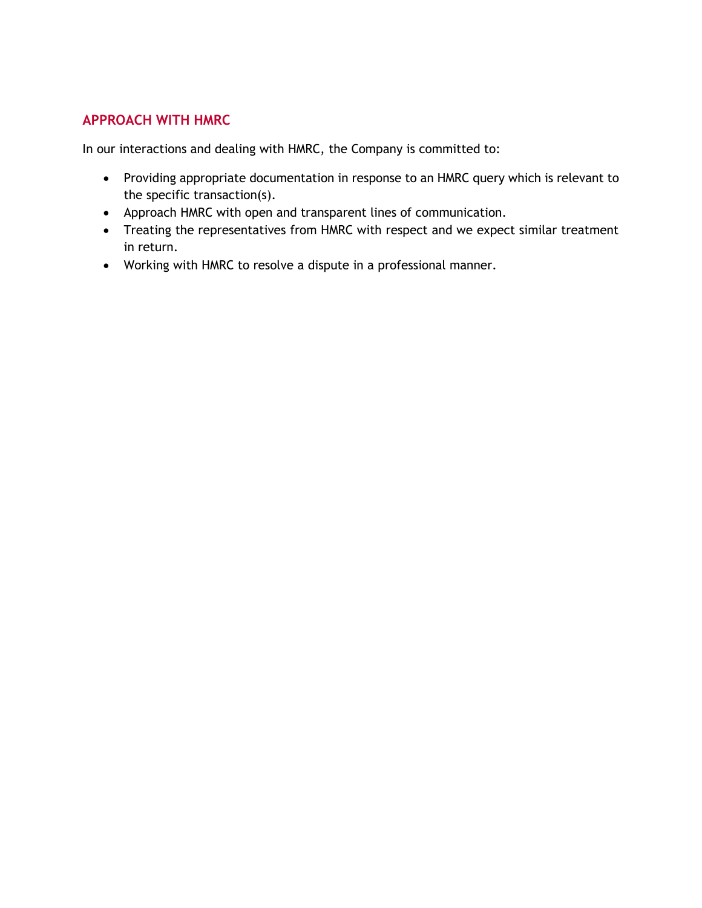## APPROACH WITH HMRC

In our interactions and dealing with HMRC, the Company is committed to:

- Providing appropriate documentation in response to an HMRC query which is relevant to the specific transaction(s).
- Approach HMRC with open and transparent lines of communication.
- Treating the representatives from HMRC with respect and we expect similar treatment in return.
- Working with HMRC to resolve a dispute in a professional manner.